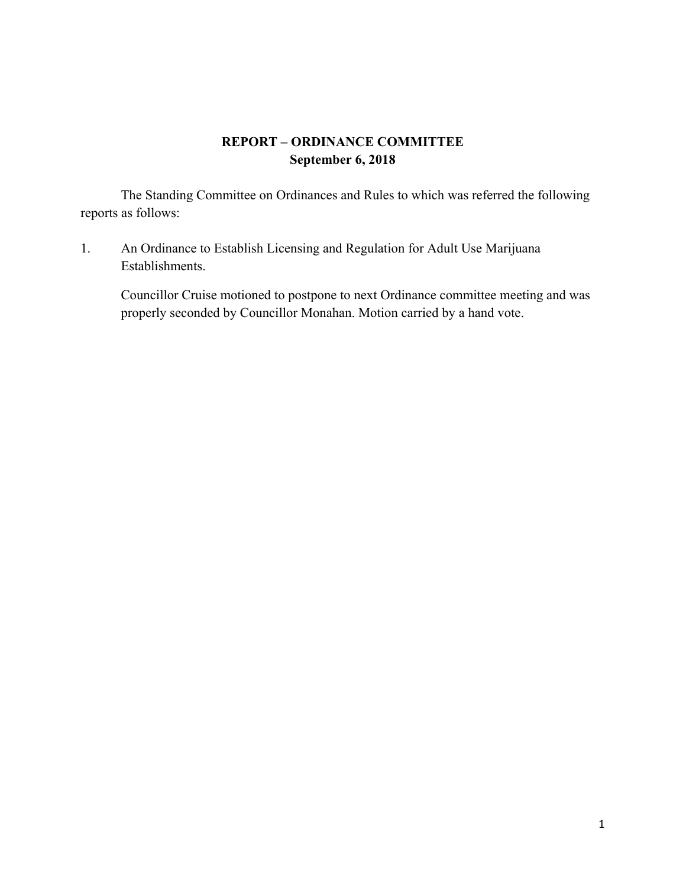**REPORT – ORDINANCE COMMITTEE**
**September 6, 2018**

The Standing Committee on Ordinances and Rules to which was referred the following reports as follows:

1. An Ordinance to Establish Licensing and Regulation for Adult Use Marijuana Establishments.

   Councillor Cruise motioned to postpone to next Ordinance committee meeting and was properly seconded by Councillor Monahan. Motion carried by a hand vote.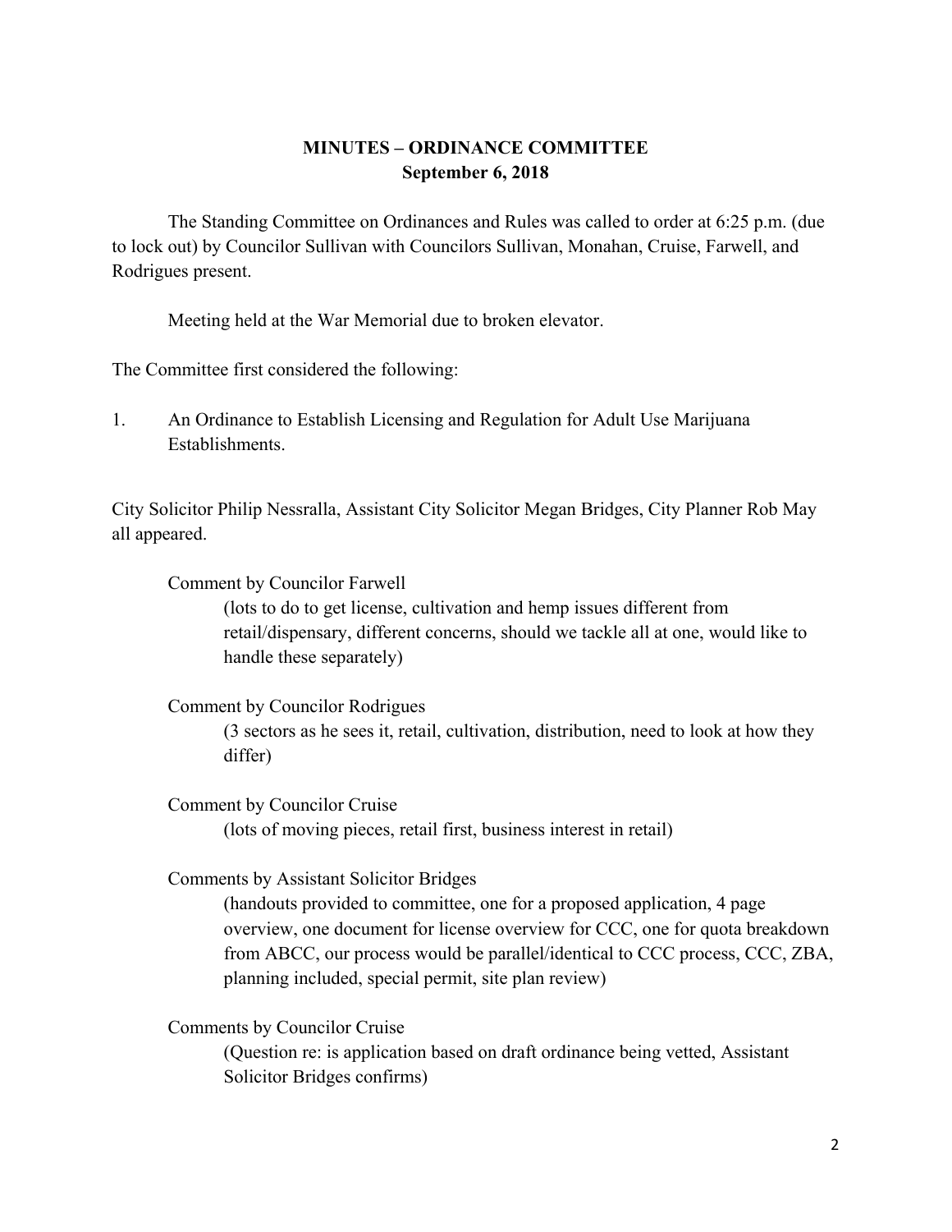**MINUTES – ORDINANCE COMMITTEE**
**September 6, 2018**

The Standing Committee on Ordinances and Rules was called to order at 6:25 p.m. (due to lock out) by Councilor Sullivan with Councilors Sullivan, Monahan, Cruise, Farwell, and Rodrigues present.

Meeting held at the War Memorial due to broken elevator.

The Committee first considered the following:

1. An Ordinance to Establish Licensing and Regulation for Adult Use Marijuana Establishments.

City Solicitor Philip Nessralla, Assistant City Solicitor Megan Bridges, City Planner Rob May all appeared.

Comment by Councilor Farwell
(lots to do to get license, cultivation and hemp issues different from retail/dispensary, different concerns, should we tackle all at one, would like to handle these separately)

Comment by Councilor Rodrigues
(3 sectors as he sees it, retail, cultivation, distribution, need to look at how they differ)

Comment by Councilor Cruise
(lots of moving pieces, retail first, business interest in retail)

Comments by Assistant Solicitor Bridges
(handouts provided to committee, one for a proposed application, 4 page overview, one document for license overview for CCC, one for quota breakdown from ABCC, our process would be parallel/identical to CCC process, CCC, ZBA, planning included, special permit, site plan review)

Comments by Councilor Cruise
(Question re: is application based on draft ordinance being vetted, Assistant Solicitor Bridges confirms)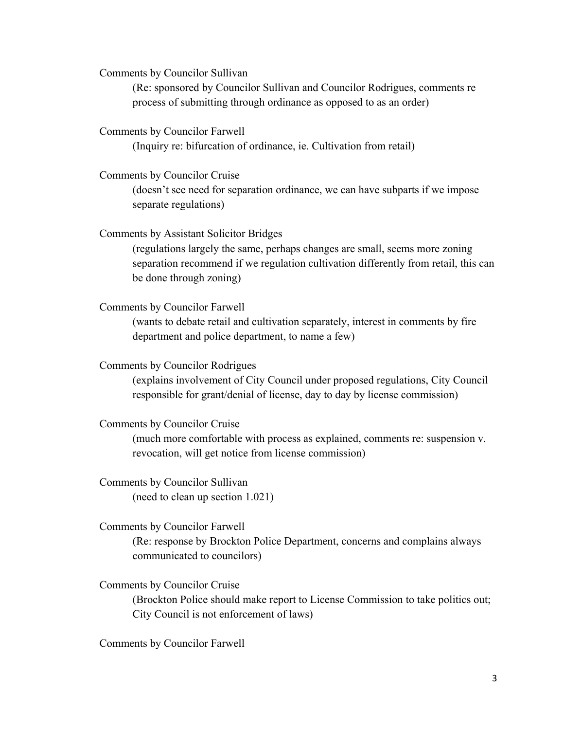Comments by Councilor Sullivan

> (Re: sponsored by Councilor Sullivan and Councilor Rodrigues, comments re process of submitting through ordinance as opposed to as an order)

Comments by Councilor Farwell

> (Inquiry re: bifurcation of ordinance, ie. Cultivation from retail)

Comments by Councilor Cruise

> (doesn't see need for separation ordinance, we can have subparts if we impose separate regulations)

Comments by Assistant Solicitor Bridges

> (regulations largely the same, perhaps changes are small, seems more zoning separation recommend if we regulation cultivation differently from retail, this can be done through zoning)

Comments by Councilor Farwell

> (wants to debate retail and cultivation separately, interest in comments by fire department and police department, to name a few)

Comments by Councilor Rodrigues

> (explains involvement of City Council under proposed regulations, City Council responsible for grant/denial of license, day to day by license commission)

Comments by Councilor Cruise

> (much more comfortable with process as explained, comments re: suspension v. revocation, will get notice from license commission)

Comments by Councilor Sullivan

> (need to clean up section 1.021)

Comments by Councilor Farwell

> (Re: response by Brockton Police Department, concerns and complains always communicated to councilors)

Comments by Councilor Cruise

> (Brockton Police should make report to License Commission to take politics out; City Council is not enforcement of laws)

Comments by Councilor Farwell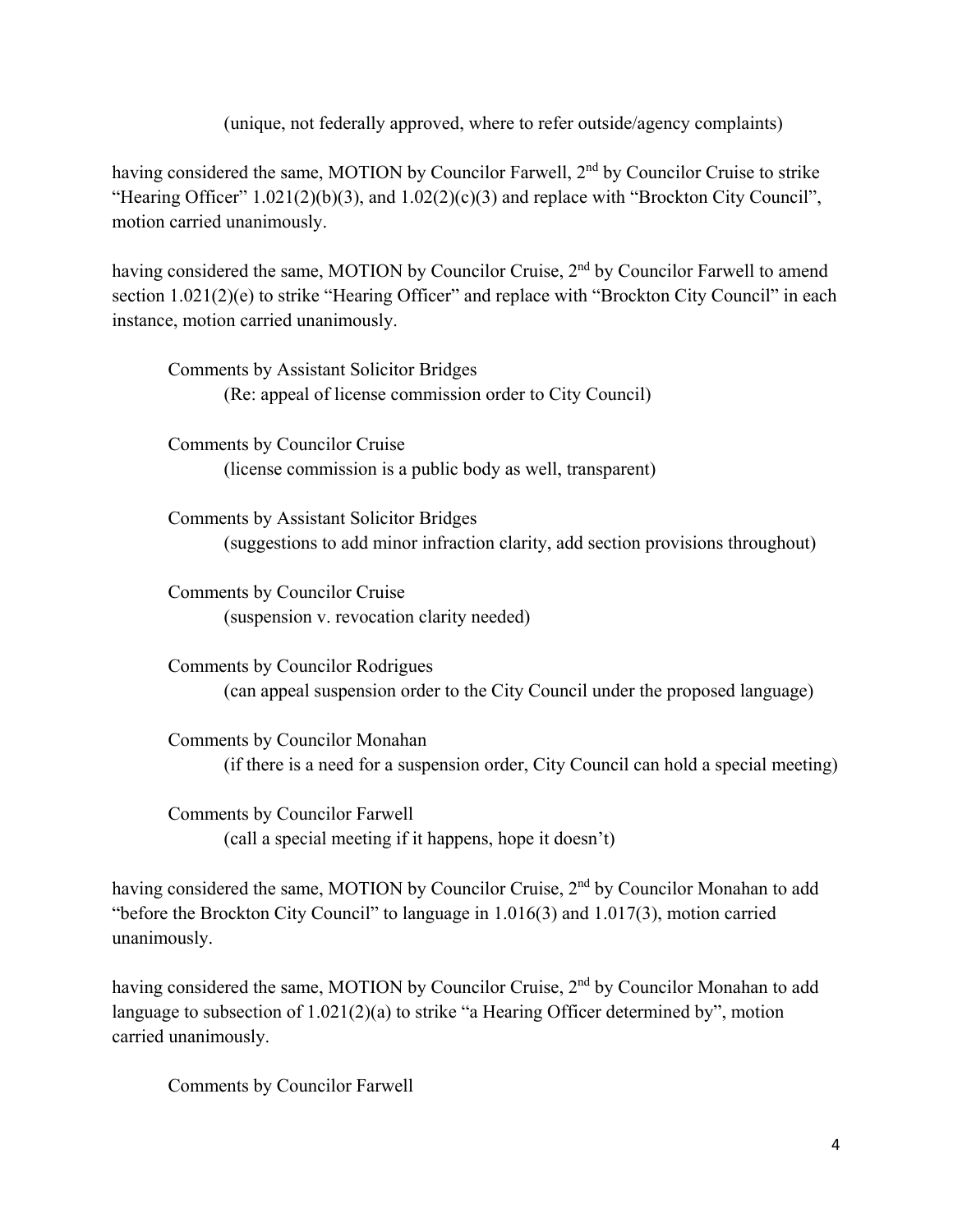(unique, not federally approved, where to refer outside/agency complaints)

having considered the same, MOTION by Councilor Farwell, 2nd by Councilor Cruise to strike "Hearing Officer" 1.021(2)(b)(3), and 1.02(2)(c)(3) and replace with "Brockton City Council", motion carried unanimously.

having considered the same, MOTION by Councilor Cruise, 2nd by Councilor Farwell to amend section 1.021(2)(e) to strike "Hearing Officer" and replace with "Brockton City Council" in each instance, motion carried unanimously.

Comments by Assistant Solicitor Bridges
(Re: appeal of license commission order to City Council)

Comments by Councilor Cruise
(license commission is a public body as well, transparent)

Comments by Assistant Solicitor Bridges
(suggestions to add minor infraction clarity, add section provisions throughout)

Comments by Councilor Cruise
(suspension v. revocation clarity needed)

Comments by Councilor Rodrigues
(can appeal suspension order to the City Council under the proposed language)

Comments by Councilor Monahan
(if there is a need for a suspension order, City Council can hold a special meeting)

Comments by Councilor Farwell
(call a special meeting if it happens, hope it doesn't)

having considered the same, MOTION by Councilor Cruise, 2nd by Councilor Monahan to add "before the Brockton City Council" to language in 1.016(3) and 1.017(3), motion carried unanimously.

having considered the same, MOTION by Councilor Cruise, 2nd by Councilor Monahan to add language to subsection of 1.021(2)(a) to strike "a Hearing Officer determined by", motion carried unanimously.

Comments by Councilor Farwell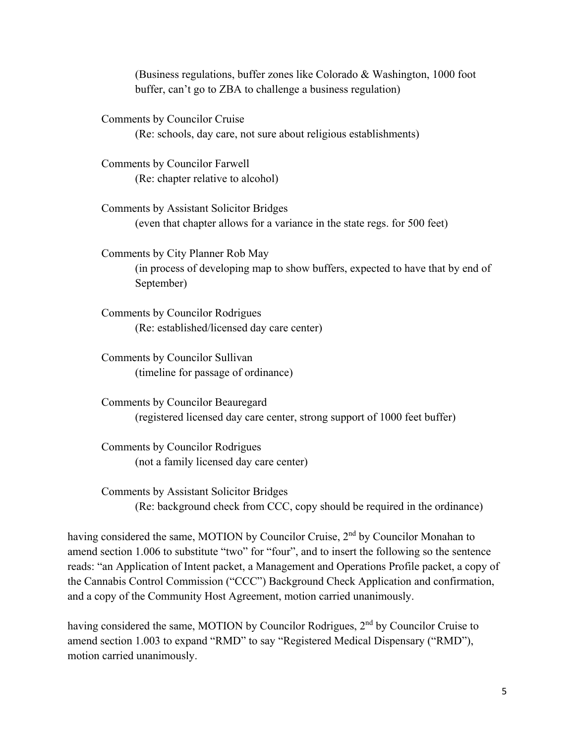(Business regulations, buffer zones like Colorado & Washington, 1000 foot buffer, can't go to ZBA to challenge a business regulation)

Comments by Councilor Cruise
(Re: schools, day care, not sure about religious establishments)

Comments by Councilor Farwell
(Re: chapter relative to alcohol)

Comments by Assistant Solicitor Bridges
(even that chapter allows for a variance in the state regs. for 500 feet)

Comments by City Planner Rob May
(in process of developing map to show buffers, expected to have that by end of September)

Comments by Councilor Rodrigues
(Re: established/licensed day care center)

Comments by Councilor Sullivan
(timeline for passage of ordinance)

Comments by Councilor Beauregard
(registered licensed day care center, strong support of 1000 feet buffer)

Comments by Councilor Rodrigues
(not a family licensed day care center)

Comments by Assistant Solicitor Bridges
(Re: background check from CCC, copy should be required in the ordinance)

having considered the same, MOTION by Councilor Cruise, 2nd by Councilor Monahan to amend section 1.006 to substitute "two" for "four", and to insert the following so the sentence reads: "an Application of Intent packet, a Management and Operations Profile packet, a copy of the Cannabis Control Commission ("CCC") Background Check Application and confirmation, and a copy of the Community Host Agreement, motion carried unanimously.

having considered the same, MOTION by Councilor Rodrigues, 2nd by Councilor Cruise to amend section 1.003 to expand "RMD" to say "Registered Medical Dispensary ("RMD"), motion carried unanimously.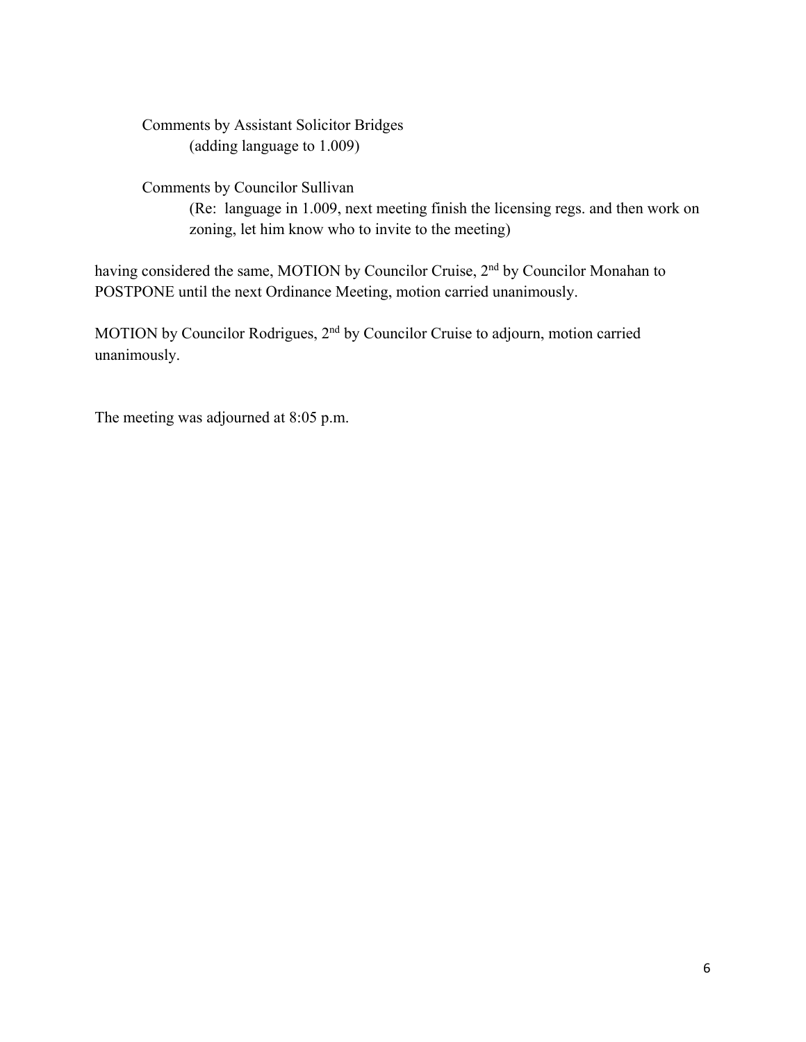Comments by Assistant Solicitor Bridges
(adding language to 1.009)

Comments by Councilor Sullivan
(Re: language in 1.009, next meeting finish the licensing regs. and then work on zoning, let him know who to invite to the meeting)

having considered the same, MOTION by Councilor Cruise, 2nd by Councilor Monahan to POSTPONE until the next Ordinance Meeting, motion carried unanimously.

MOTION by Councilor Rodrigues, 2nd by Councilor Cruise to adjourn, motion carried unanimously.

The meeting was adjourned at 8:05 p.m.